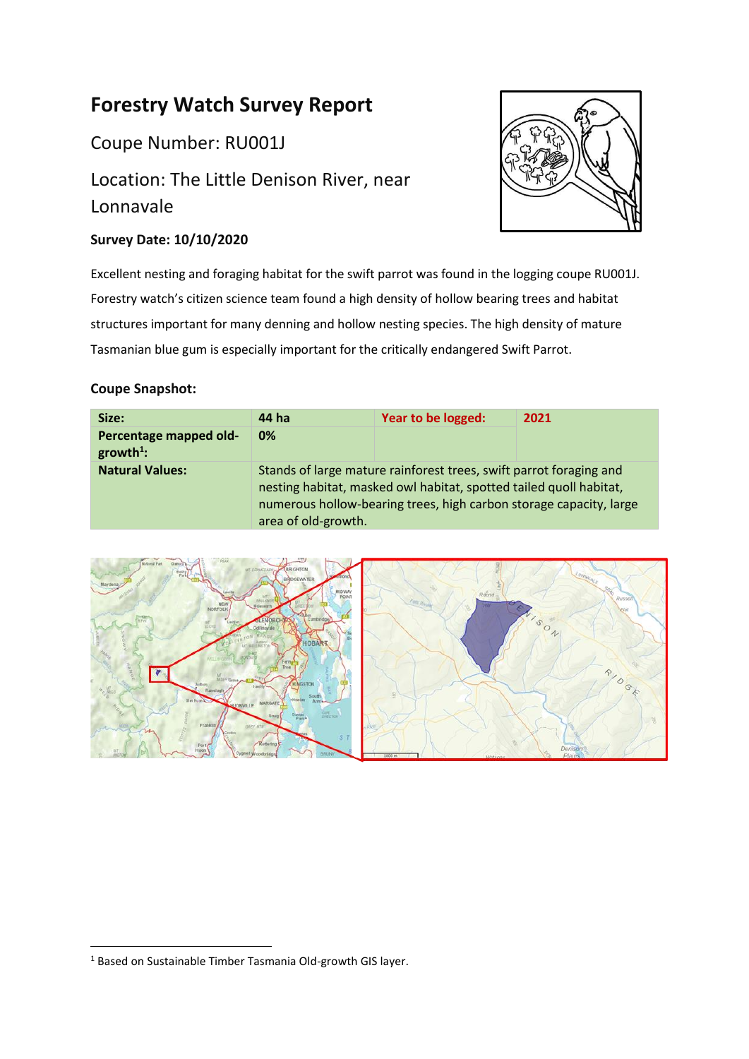# Forestry Watch Survey Report

## Coupe Number: RU001J

## Location: The Little Denison River, near Lonnavale

**Survey Date: 10/10/2020**

Excellent nesting and foraging habitat for the swift parrot was found in the logging coupe RU001J. Forestry watch's citizen science team found a high density of hollow bearing trees and habitat structures important for many denning and hollow nesting species. The high density of mature Tasmanian blue gum is especially important for the critically endangered Swift Parrot.

**Coupe Snapshot:**

| **Size:** | **44 ha** | **Year to be logged:** | **2021** |
|---|---|---|---|
| **Percentage mapped old-growth[1]:** | **0%** | | |
| **Natural Values:** | Stands of large mature rainforest trees, swift parrot foraging and nesting habitat, masked owl habitat, spotted tailed quoll habitat, numerous hollow-bearing trees, high carbon storage capacity, large area of old-growth. | | |

[1] Based on Sustainable Timber Tasmania Old-growth GIS layer.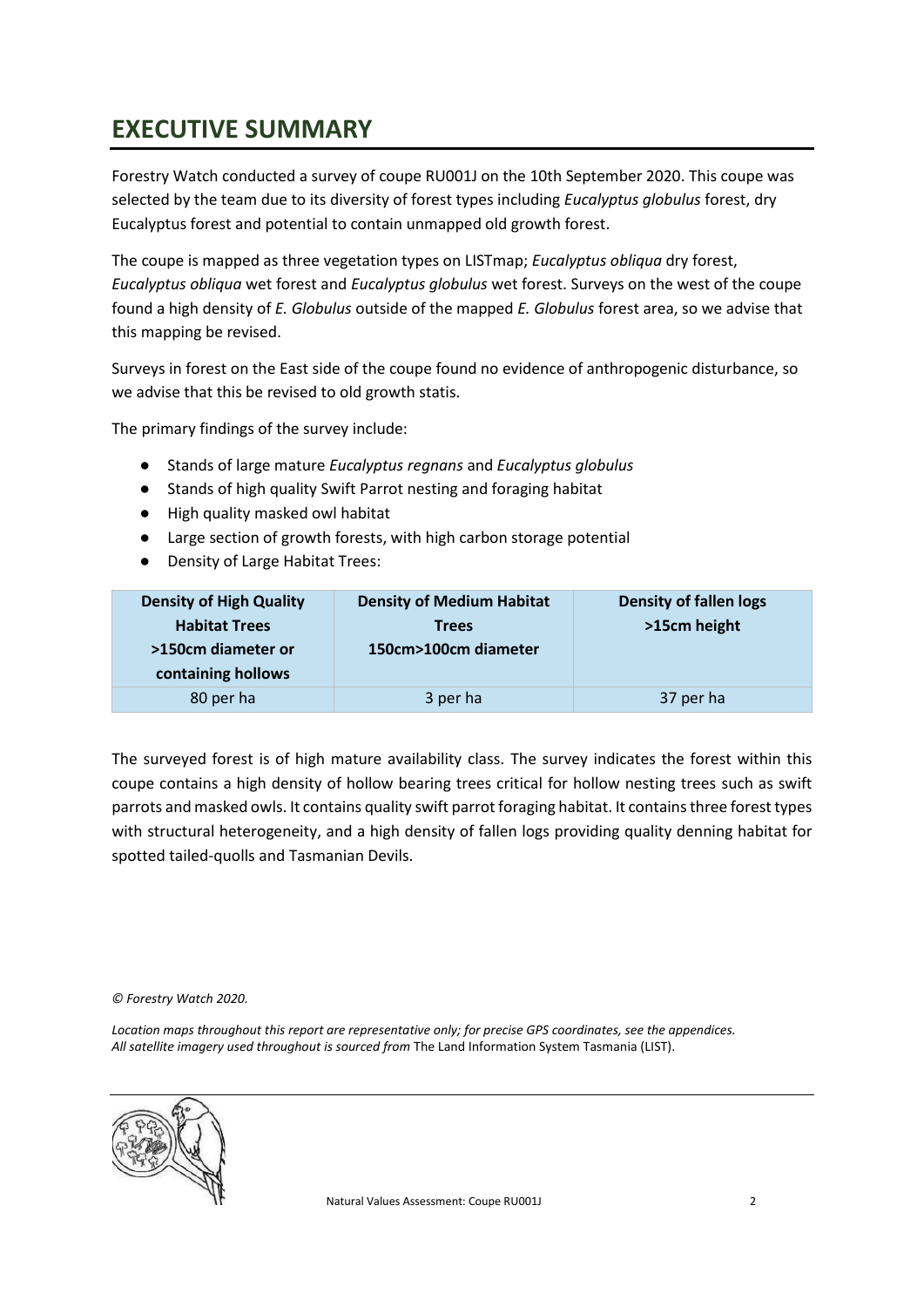# EXECUTIVE SUMMARY

Forestry Watch conducted a survey of coupe RU001J on the 10th September 2020. This coupe was selected by the team due to its diversity of forest types including *Eucalyptus globulus* forest, dry Eucalyptus forest and potential to contain unmapped old growth forest.

The coupe is mapped as three vegetation types on LISTmap; *Eucalyptus obliqua* dry forest, *Eucalyptus obliqua* wet forest and *Eucalyptus globulus* wet forest. Surveys on the west of the coupe found a high density of *E. Globulus* outside of the mapped *E. Globulus* forest area, so we advise that this mapping be revised.

Surveys in forest on the East side of the coupe found no evidence of anthropogenic disturbance, so we advise that this be revised to old growth statis.

The primary findings of the survey include:

- Stands of large mature *Eucalyptus regnans* and *Eucalyptus globulus*
- Stands of high quality Swift Parrot nesting and foraging habitat
- High quality masked owl habitat
- Large section of growth forests, with high carbon storage potential
- Density of Large Habitat Trees:

| Density of High Quality Habitat Trees >150cm diameter or containing hollows | Density of Medium Habitat Trees 150cm>100cm diameter | Density of fallen logs >15cm height |
|---|---|---|
| 80 per ha | 3 per ha | 37 per ha |

The surveyed forest is of high mature availability class. The survey indicates the forest within this coupe contains a high density of hollow bearing trees critical for hollow nesting trees such as swift parrots and masked owls. It contains quality swift parrot foraging habitat. It contains three forest types with structural heterogeneity, and a high density of fallen logs providing quality denning habitat for spotted tailed-quolls and Tasmanian Devils.

*© Forestry Watch 2020.*

*Location maps throughout this report are representative only; for precise GPS coordinates, see the appendices. All satellite imagery used throughout is sourced from* The Land Information System Tasmania (LIST).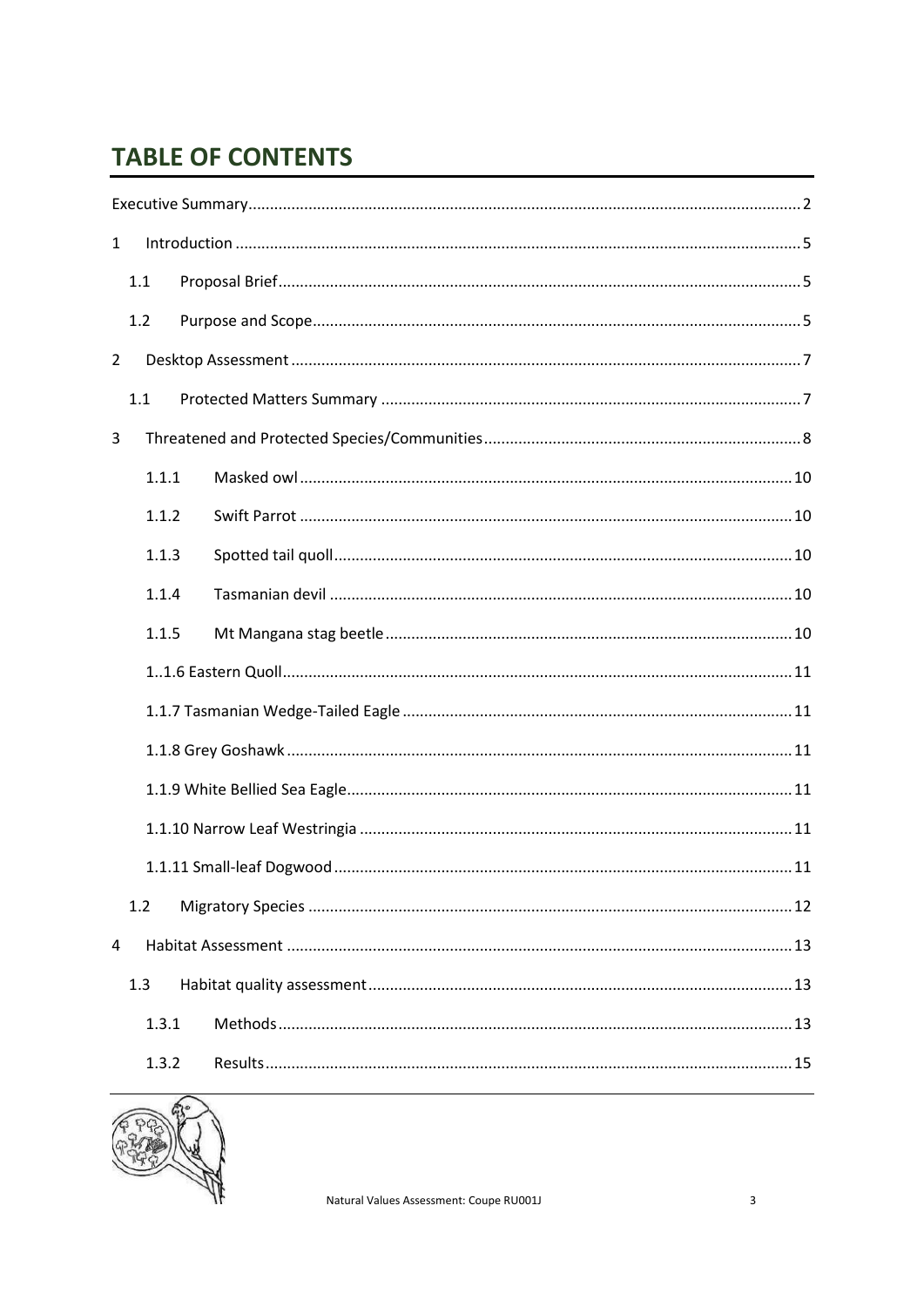# TABLE OF CONTENTS

Executive Summary .......... 2

1 Introduction .......... 5

1.1 Proposal Brief .......... 5

1.2 Purpose and Scope .......... 5

2 Desktop Assessment .......... 7

1.1 Protected Matters Summary .......... 7

3 Threatened and Protected Species/Communities .......... 8

1.1.1 Masked owl .......... 10

1.1.2 Swift Parrot .......... 10

1.1.3 Spotted tail quoll .......... 10

1.1.4 Tasmanian devil .......... 10

1.1.5 Mt Mangana stag beetle .......... 10

1..1.6 Eastern Quoll .......... 11

1.1.7 Tasmanian Wedge-Tailed Eagle .......... 11

1.1.8 Grey Goshawk .......... 11

1.1.9 White Bellied Sea Eagle .......... 11

1.1.10 Narrow Leaf Westringia .......... 11

1.1.11 Small-leaf Dogwood .......... 11

1.2 Migratory Species .......... 12

4 Habitat Assessment .......... 13

1.3 Habitat quality assessment .......... 13

1.3.1 Methods .......... 13

1.3.2 Results .......... 15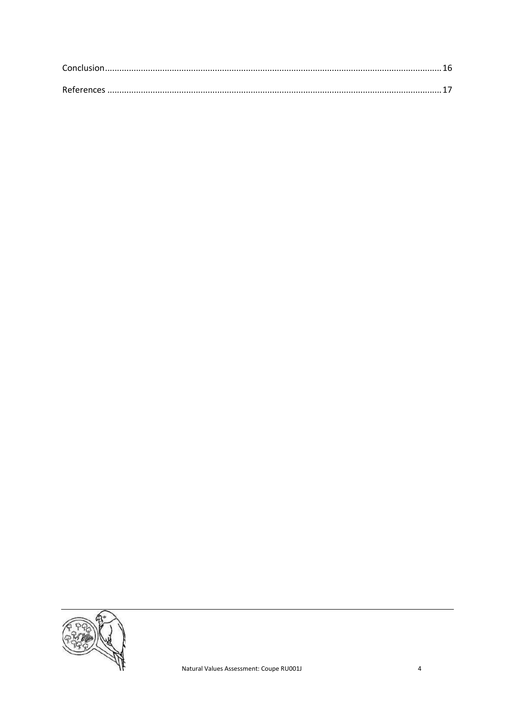Conclusion........................................................................................................................................16

References ........................................................................................................................................17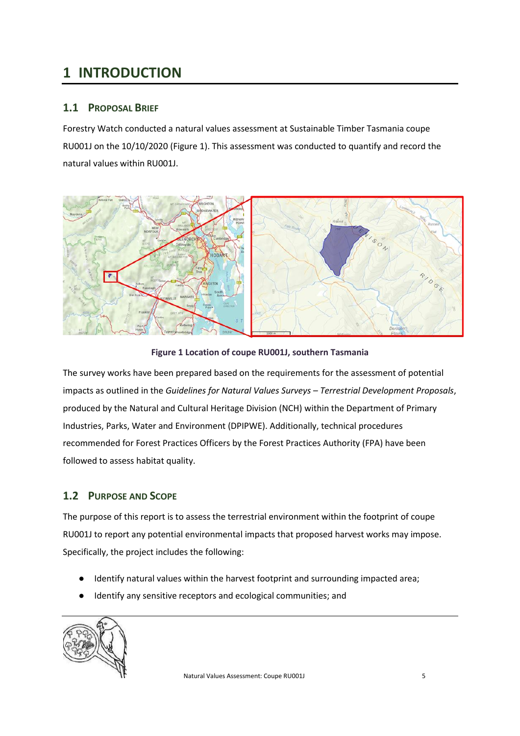# 1 INTRODUCTION

## 1.1 Proposal Brief

Forestry Watch conducted a natural values assessment at Sustainable Timber Tasmania coupe RU001J on the 10/10/2020 (Figure 1). This assessment was conducted to quantify and record the natural values within RU001J.

**Figure 1 Location of coupe RU001J, southern Tasmania**

The survey works have been prepared based on the requirements for the assessment of potential impacts as outlined in the *Guidelines for Natural Values Surveys – Terrestrial Development Proposals*, produced by the Natural and Cultural Heritage Division (NCH) within the Department of Primary Industries, Parks, Water and Environment (DPIPWE). Additionally, technical procedures recommended for Forest Practices Officers by the Forest Practices Authority (FPA) have been followed to assess habitat quality.

## 1.2 Purpose and Scope

The purpose of this report is to assess the terrestrial environment within the footprint of coupe RU001J to report any potential environmental impacts that proposed harvest works may impose. Specifically, the project includes the following:

- Identify natural values within the harvest footprint and surrounding impacted area;
- Identify any sensitive receptors and ecological communities; and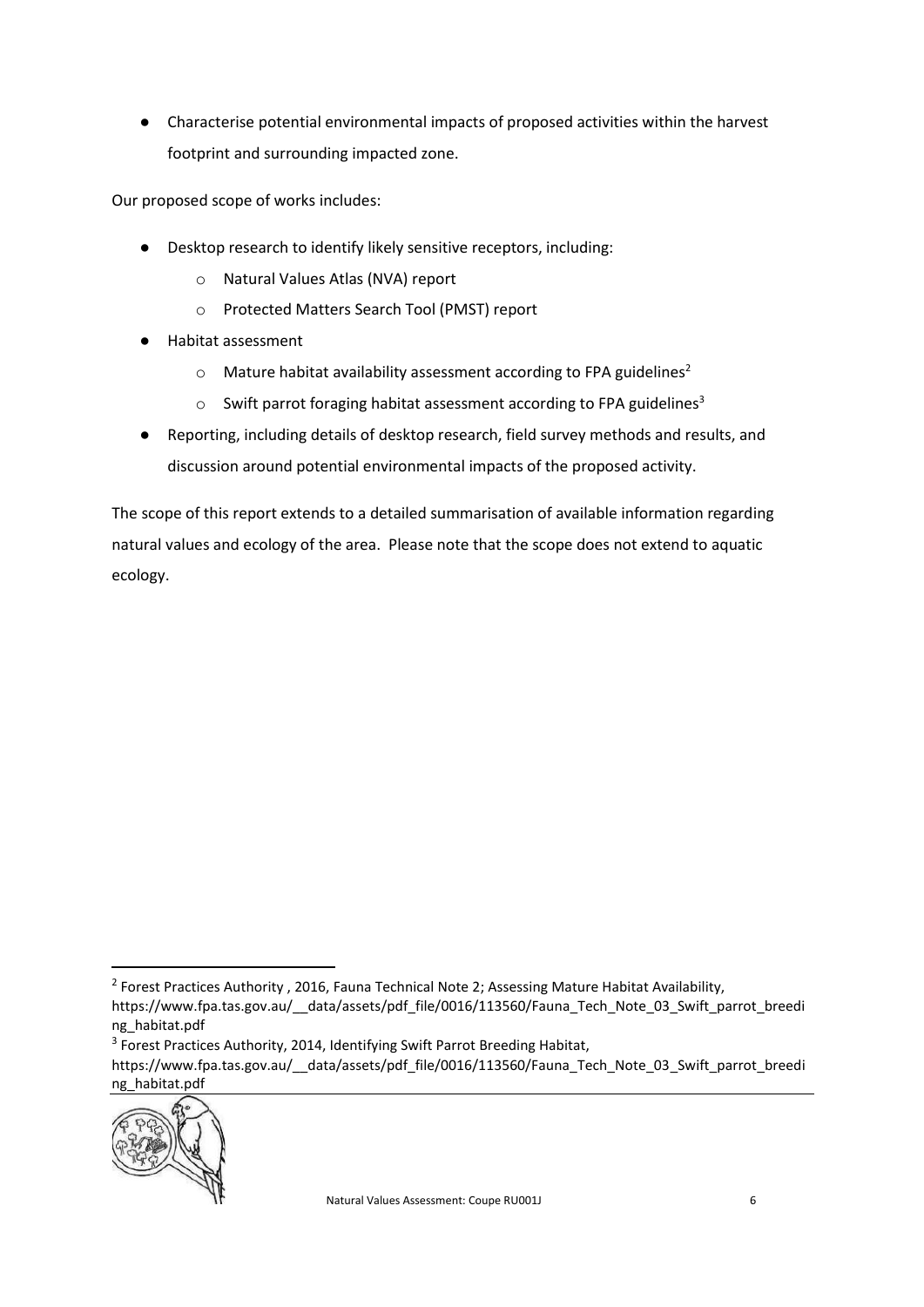- Characterise potential environmental impacts of proposed activities within the harvest footprint and surrounding impacted zone.

Our proposed scope of works includes:

- Desktop research to identify likely sensitive receptors, including:
  - Natural Values Atlas (NVA) report
  - Protected Matters Search Tool (PMST) report
- Habitat assessment
  - Mature habitat availability assessment according to FPA guidelines[2]
  - Swift parrot foraging habitat assessment according to FPA guidelines[3]
- Reporting, including details of desktop research, field survey methods and results, and discussion around potential environmental impacts of the proposed activity.

The scope of this report extends to a detailed summarisation of available information regarding natural values and ecology of the area. Please note that the scope does not extend to aquatic ecology.

---

[2] Forest Practices Authority , 2016, Fauna Technical Note 2; Assessing Mature Habitat Availability, https://www.fpa.tas.gov.au/__data/assets/pdf_file/0016/113560/Fauna_Tech_Note_03_Swift_parrot_breeding_habitat.pdf

[3] Forest Practices Authority, 2014, Identifying Swift Parrot Breeding Habitat, https://www.fpa.tas.gov.au/__data/assets/pdf_file/0016/113560/Fauna_Tech_Note_03_Swift_parrot_breeding_habitat.pdf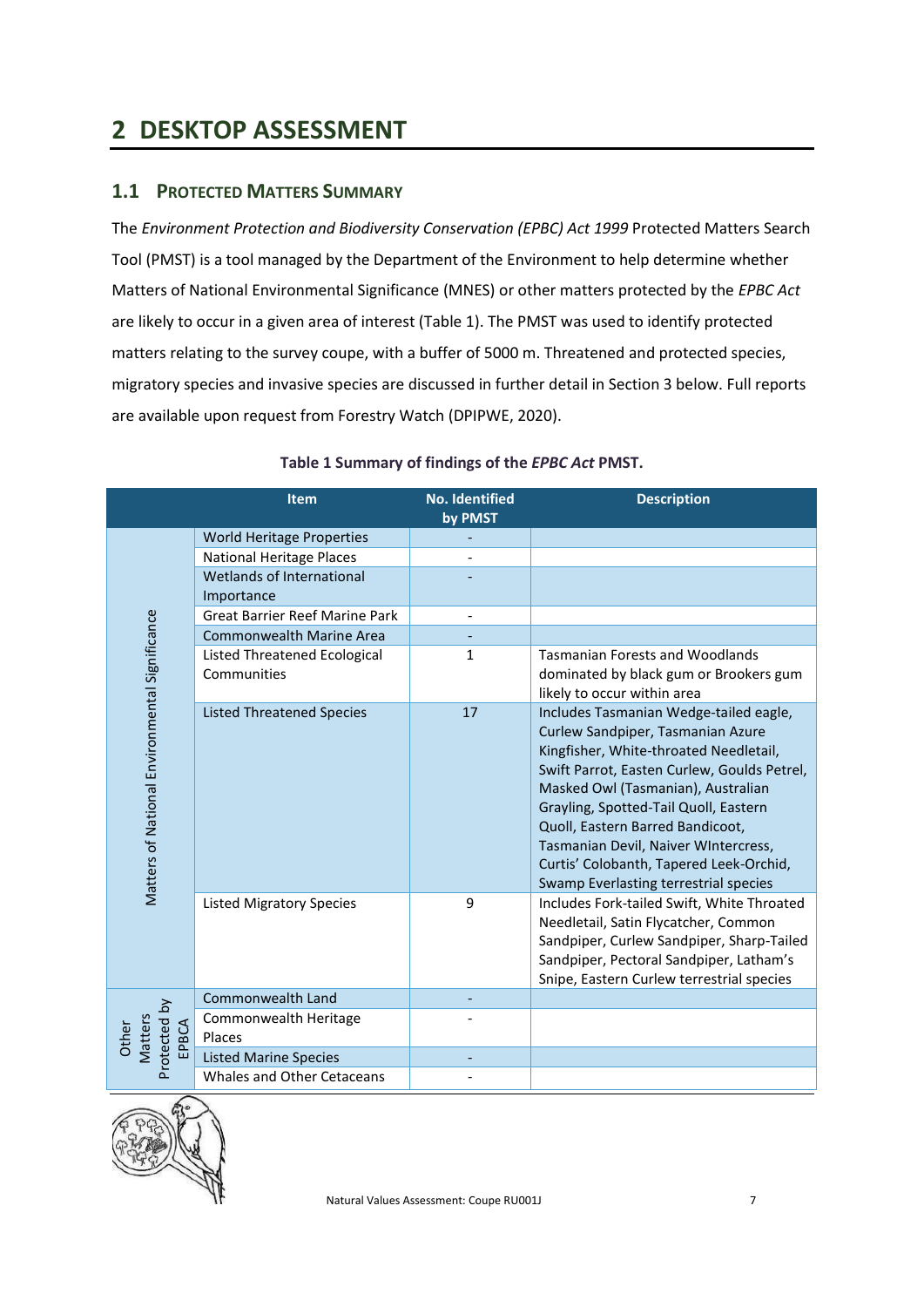# 2 DESKTOP ASSESSMENT

## 1.1 PROTECTED MATTERS SUMMARY

The *Environment Protection and Biodiversity Conservation (EPBC) Act 1999* Protected Matters Search Tool (PMST) is a tool managed by the Department of the Environment to help determine whether Matters of National Environmental Significance (MNES) or other matters protected by the *EPBC Act* are likely to occur in a given area of interest (Table 1). The PMST was used to identify protected matters relating to the survey coupe, with a buffer of 5000 m. Threatened and protected species, migratory species and invasive species are discussed in further detail in Section 3 below. Full reports are available upon request from Forestry Watch (DPIPWE, 2020).

**Table 1 Summary of findings of the *EPBC Act* PMST.**

| | Item | No. Identified by PMST | Description |
|---|---|---|---|
| Matters of National Environmental Significance | World Heritage Properties | - | |
| | National Heritage Places | - | |
| | Wetlands of International Importance | - | |
| | Great Barrier Reef Marine Park | - | |
| | Commonwealth Marine Area | - | |
| | Listed Threatened Ecological Communities | 1 | Tasmanian Forests and Woodlands dominated by black gum or Brookers gum likely to occur within area |
| | Listed Threatened Species | 17 | Includes Tasmanian Wedge-tailed eagle, Curlew Sandpiper, Tasmanian Azure Kingfisher, White-throated Needletail, Swift Parrot, Easten Curlew, Goulds Petrel, Masked Owl (Tasmanian), Australian Grayling, Spotted-Tail Quoll, Eastern Quoll, Eastern Barred Bandicoot, Tasmanian Devil, Naiver WIntercress, Curtis' Colobanth, Tapered Leek-Orchid, Swamp Everlasting terrestrial species |
| | Listed Migratory Species | 9 | Includes Fork-tailed Swift, White Throated Needletail, Satin Flycatcher, Common Sandpiper, Curlew Sandpiper, Sharp-Tailed Sandpiper, Pectoral Sandpiper, Latham's Snipe, Eastern Curlew terrestrial species |
| Other Matters Protected by EPBCA | Commonwealth Land | - | |
| | Commonwealth Heritage Places | - | |
| | Listed Marine Species | - | |
| | Whales and Other Cetaceans | - | |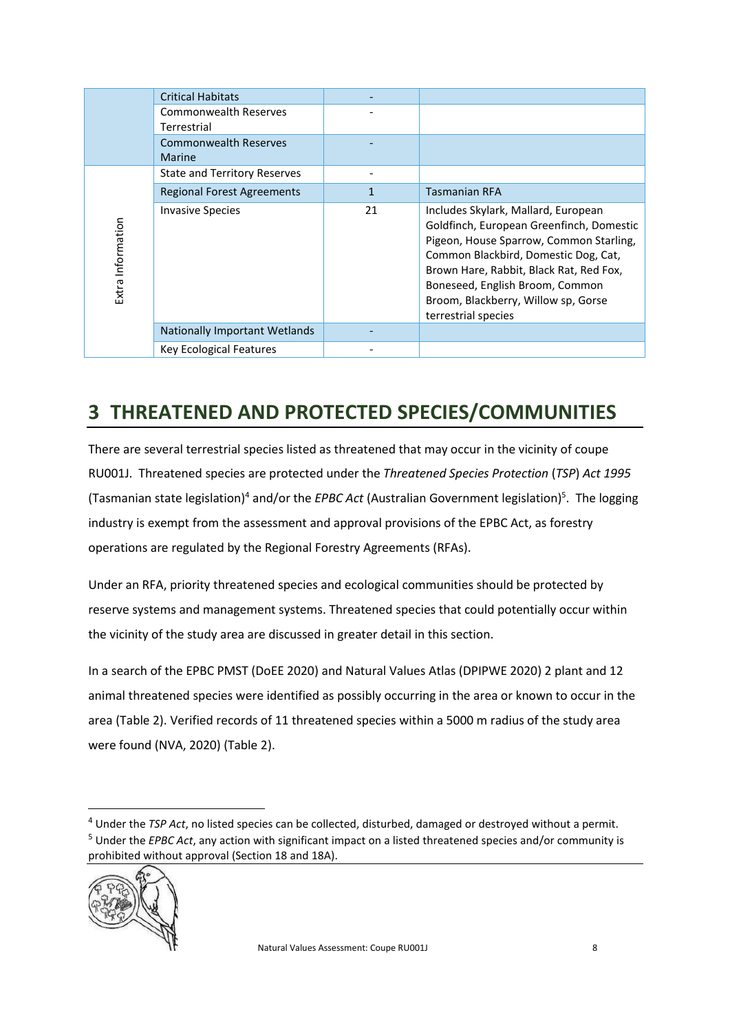| | | | |
|---|---|---|---|
| | Critical Habitats | - | |
| | Commonwealth Reserves Terrestrial | - | |
| | Commonwealth Reserves Marine | - | |
| Extra Information | State and Territory Reserves | - | |
| | Regional Forest Agreements | 1 | Tasmanian RFA |
| | Invasive Species | 21 | Includes Skylark, Mallard, European Goldfinch, European Greenfinch, Domestic Pigeon, House Sparrow, Common Starling, Common Blackbird, Domestic Dog, Cat, Brown Hare, Rabbit, Black Rat, Red Fox, Boneseed, English Broom, Common Broom, Blackberry, Willow sp, Gorse terrestrial species |
| | Nationally Important Wetlands | - | |
| | Key Ecological Features | - | |

# 3 THREATENED AND PROTECTED SPECIES/COMMUNITIES

There are several terrestrial species listed as threatened that may occur in the vicinity of coupe RU001J. Threatened species are protected under the *Threatened Species Protection* (*TSP*) *Act 1995* (Tasmanian state legislation)[4] and/or the *EPBC Act* (Australian Government legislation)[5]. The logging industry is exempt from the assessment and approval provisions of the EPBC Act, as forestry operations are regulated by the Regional Forestry Agreements (RFAs).

Under an RFA, priority threatened species and ecological communities should be protected by reserve systems and management systems. Threatened species that could potentially occur within the vicinity of the study area are discussed in greater detail in this section.

In a search of the EPBC PMST (DoEE 2020) and Natural Values Atlas (DPIPWE 2020) 2 plant and 12 animal threatened species were identified as possibly occurring in the area or known to occur in the area (Table 2). Verified records of 11 threatened species within a 5000 m radius of the study area were found (NVA, 2020) (Table 2).

[4] Under the *TSP Act*, no listed species can be collected, disturbed, damaged or destroyed without a permit.

[5] Under the *EPBC Act*, any action with significant impact on a listed threatened species and/or community is prohibited without approval (Section 18 and 18A).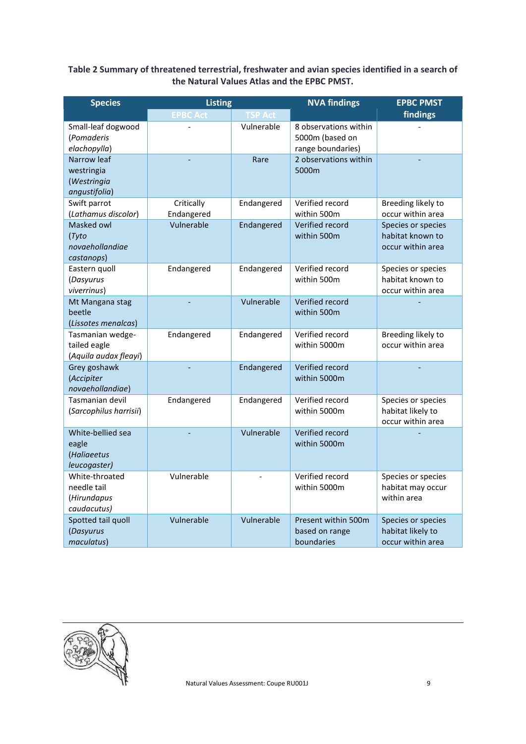**Table 2 Summary of threatened terrestrial, freshwater and avian species identified in a search of the Natural Values Atlas and the EPBC PMST.**

| Species | Listing | | NVA findings | EPBC PMST findings |
|---|---|---|---|---|
| | EPBC Act | TSP Act | | |
| Small-leaf dogwood (*Pomaderis elachopylla*) | - | Vulnerable | 8 observations within 5000m (based on range boundaries) | - |
| Narrow leaf westringia (*Westringia angustifolia*) | - | Rare | 2 observations within 5000m | - |
| Swift parrot (*Lathamus discolor*) | Critically Endangered | Endangered | Verified record within 500m | Breeding likely to occur within area |
| Masked owl (*Tyto novaehollandiae castanops*) | Vulnerable | Endangered | Verified record within 500m | Species or species habitat known to occur within area |
| Eastern quoll (*Dasyurus viverrinus*) | Endangered | Endangered | Verified record within 500m | Species or species habitat known to occur within area |
| Mt Mangana stag beetle (*Lissotes menalcas*) | - | Vulnerable | Verified record within 500m | - |
| Tasmanian wedge-tailed eagle (*Aquila audax fleayi*) | Endangered | Endangered | Verified record within 5000m | Breeding likely to occur within area |
| Grey goshawk (*Accipiter novaehollandiae*) | - | Endangered | Verified record within 5000m | - |
| Tasmanian devil (*Sarcophilus harrisii*) | Endangered | Endangered | Verified record within 5000m | Species or species habitat likely to occur within area |
| White-bellied sea eagle (*Haliaeetus leucogaster*) | - | Vulnerable | Verified record within 5000m | - |
| White-throated needle tail (*Hirundapus caudacutus*) | Vulnerable | - | Verified record within 5000m | Species or species habitat may occur within area |
| Spotted tail quoll (*Dasyurus maculatus*) | Vulnerable | Vulnerable | Present within 500m based on range boundaries | Species or species habitat likely to occur within area |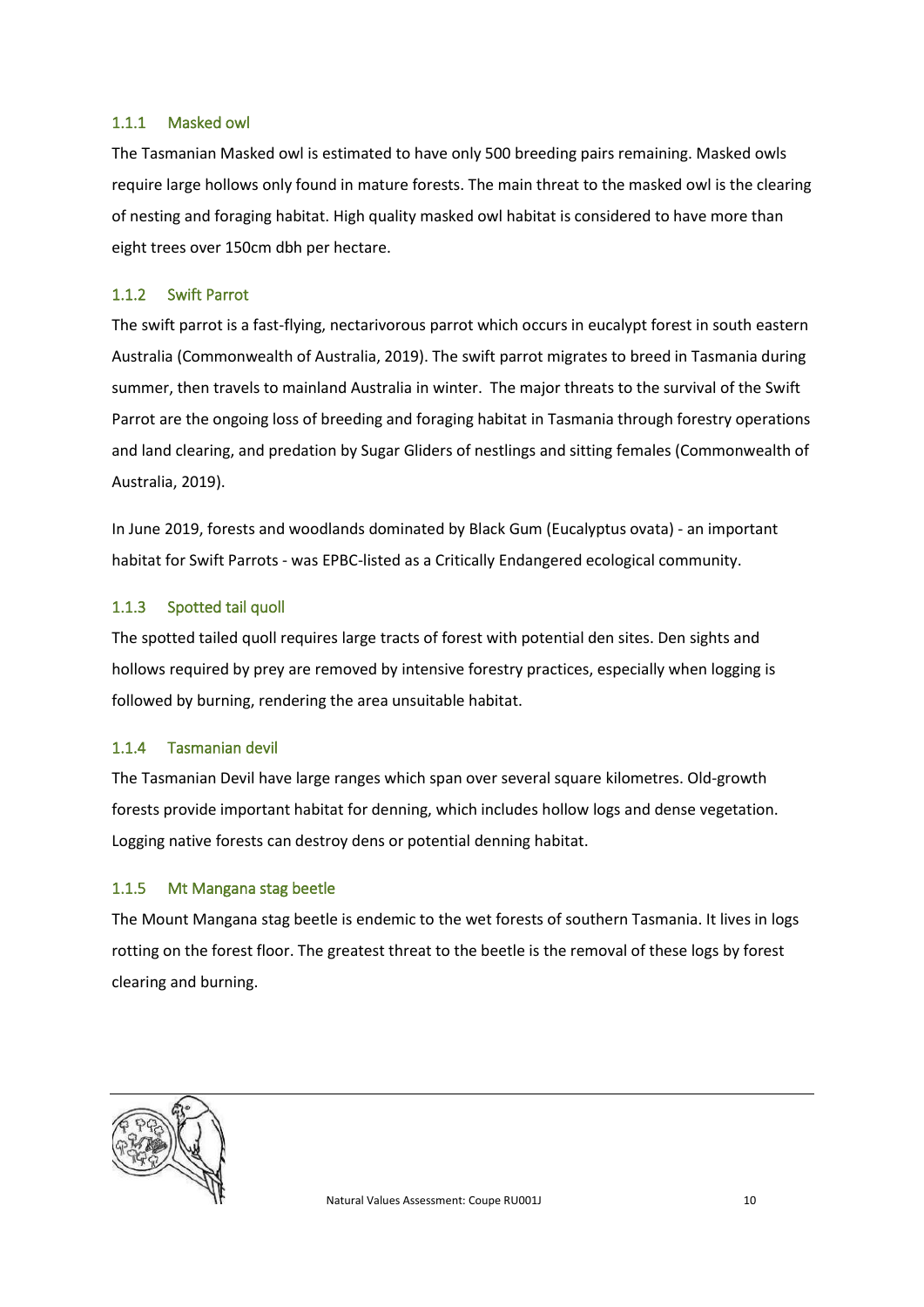### 1.1.1 Masked owl

The Tasmanian Masked owl is estimated to have only 500 breeding pairs remaining. Masked owls require large hollows only found in mature forests. The main threat to the masked owl is the clearing of nesting and foraging habitat. High quality masked owl habitat is considered to have more than eight trees over 150cm dbh per hectare.

### 1.1.2 Swift Parrot

The swift parrot is a fast-flying, nectarivorous parrot which occurs in eucalypt forest in south eastern Australia (Commonwealth of Australia, 2019). The swift parrot migrates to breed in Tasmania during summer, then travels to mainland Australia in winter. The major threats to the survival of the Swift Parrot are the ongoing loss of breeding and foraging habitat in Tasmania through forestry operations and land clearing, and predation by Sugar Gliders of nestlings and sitting females (Commonwealth of Australia, 2019).

In June 2019, forests and woodlands dominated by Black Gum (Eucalyptus ovata) - an important habitat for Swift Parrots - was EPBC-listed as a Critically Endangered ecological community.

### 1.1.3 Spotted tail quoll

The spotted tailed quoll requires large tracts of forest with potential den sites. Den sights and hollows required by prey are removed by intensive forestry practices, especially when logging is followed by burning, rendering the area unsuitable habitat.

### 1.1.4 Tasmanian devil

The Tasmanian Devil have large ranges which span over several square kilometres. Old-growth forests provide important habitat for denning, which includes hollow logs and dense vegetation. Logging native forests can destroy dens or potential denning habitat.

### 1.1.5 Mt Mangana stag beetle

The Mount Mangana stag beetle is endemic to the wet forests of southern Tasmania. It lives in logs rotting on the forest floor. The greatest threat to the beetle is the removal of these logs by forest clearing and burning.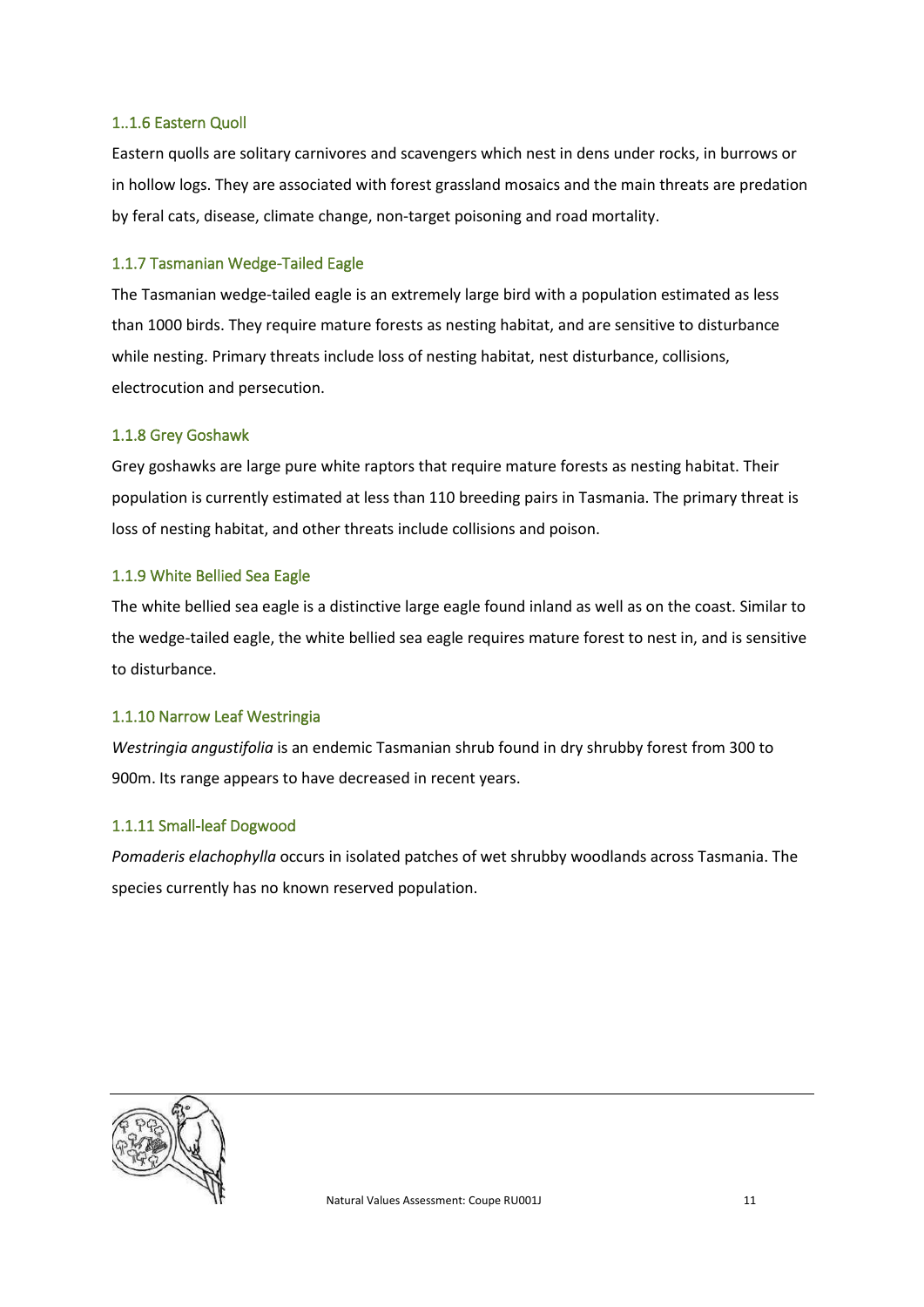### 1..1.6 Eastern Quoll

Eastern quolls are solitary carnivores and scavengers which nest in dens under rocks, in burrows or in hollow logs. They are associated with forest grassland mosaics and the main threats are predation by feral cats, disease, climate change, non-target poisoning and road mortality.

### 1.1.7 Tasmanian Wedge-Tailed Eagle

The Tasmanian wedge-tailed eagle is an extremely large bird with a population estimated as less than 1000 birds. They require mature forests as nesting habitat, and are sensitive to disturbance while nesting. Primary threats include loss of nesting habitat, nest disturbance, collisions, electrocution and persecution.

### 1.1.8 Grey Goshawk

Grey goshawks are large pure white raptors that require mature forests as nesting habitat. Their population is currently estimated at less than 110 breeding pairs in Tasmania. The primary threat is loss of nesting habitat, and other threats include collisions and poison.

### 1.1.9 White Bellied Sea Eagle

The white bellied sea eagle is a distinctive large eagle found inland as well as on the coast. Similar to the wedge-tailed eagle, the white bellied sea eagle requires mature forest to nest in, and is sensitive to disturbance.

### 1.1.10 Narrow Leaf Westringia

*Westringia angustifolia* is an endemic Tasmanian shrub found in dry shrubby forest from 300 to 900m. Its range appears to have decreased in recent years.

### 1.1.11 Small-leaf Dogwood

*Pomaderis elachophylla* occurs in isolated patches of wet shrubby woodlands across Tasmania. The species currently has no known reserved population.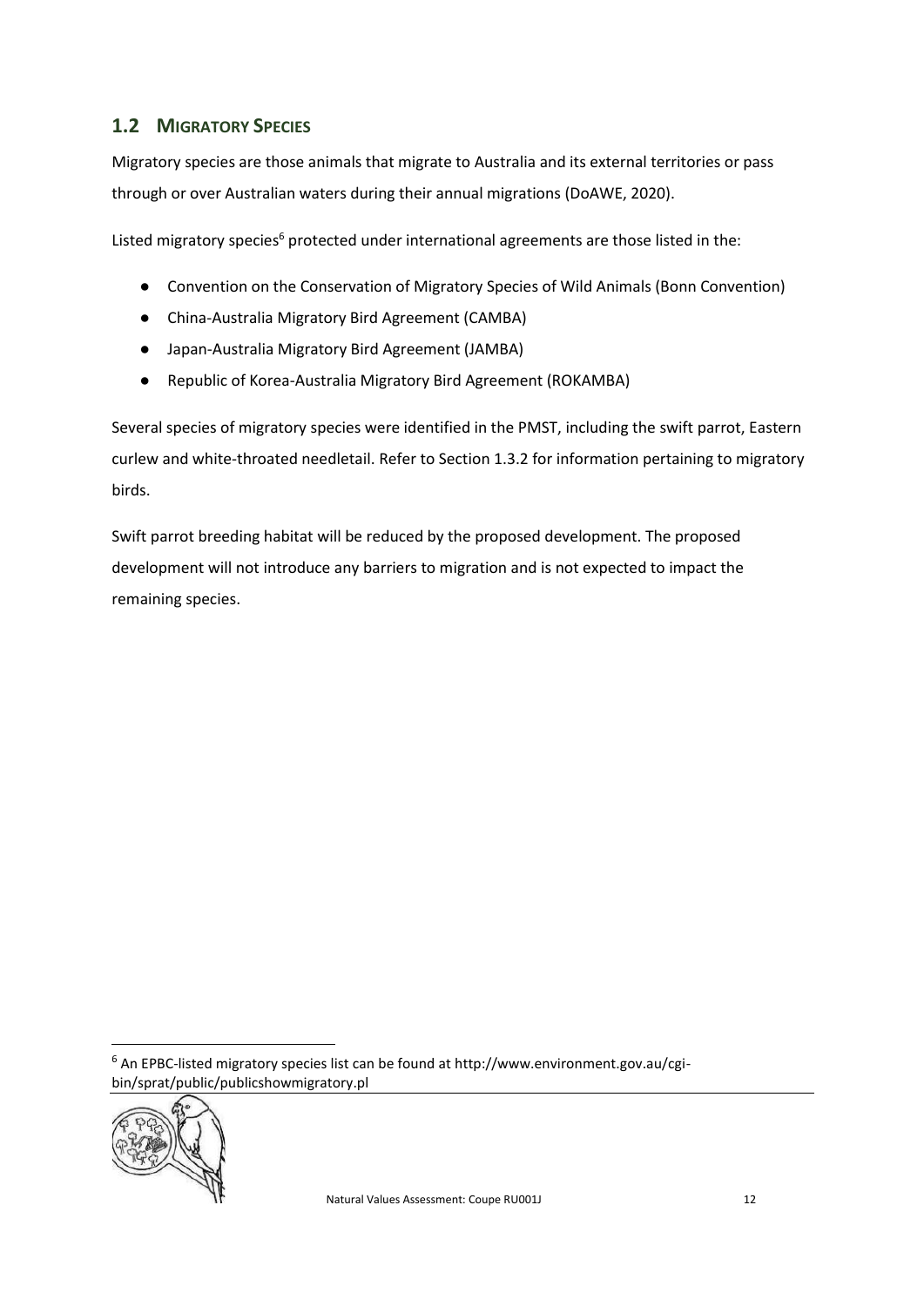## 1.2 MIGRATORY SPECIES

Migratory species are those animals that migrate to Australia and its external territories or pass through or over Australian waters during their annual migrations (DoAWE, 2020).

Listed migratory species[6] protected under international agreements are those listed in the:

- Convention on the Conservation of Migratory Species of Wild Animals (Bonn Convention)
- China-Australia Migratory Bird Agreement (CAMBA)
- Japan-Australia Migratory Bird Agreement (JAMBA)
- Republic of Korea-Australia Migratory Bird Agreement (ROKAMBA)

Several species of migratory species were identified in the PMST, including the swift parrot, Eastern curlew and white-throated needletail. Refer to Section 1.3.2 for information pertaining to migratory birds.

Swift parrot breeding habitat will be reduced by the proposed development. The proposed development will not introduce any barriers to migration and is not expected to impact the remaining species.

[6] An EPBC-listed migratory species list can be found at http://www.environment.gov.au/cgi-bin/sprat/public/publicshowmigratory.pl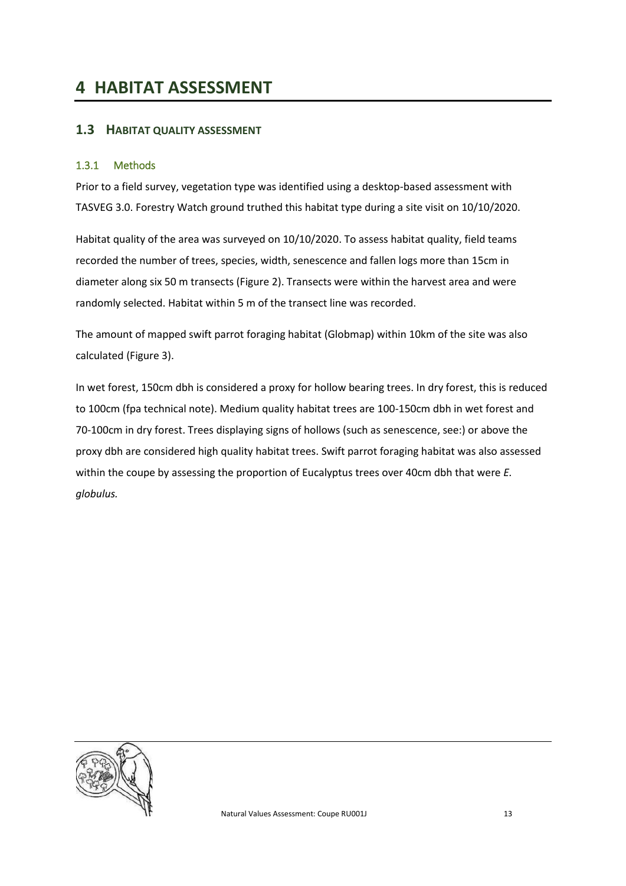# 4 HABITAT ASSESSMENT

## 1.3 HABITAT QUALITY ASSESSMENT

### 1.3.1 Methods

Prior to a field survey, vegetation type was identified using a desktop-based assessment with TASVEG 3.0. Forestry Watch ground truthed this habitat type during a site visit on 10/10/2020.

Habitat quality of the area was surveyed on 10/10/2020. To assess habitat quality, field teams recorded the number of trees, species, width, senescence and fallen logs more than 15cm in diameter along six 50 m transects (Figure 2). Transects were within the harvest area and were randomly selected. Habitat within 5 m of the transect line was recorded.

The amount of mapped swift parrot foraging habitat (Globmap) within 10km of the site was also calculated (Figure 3).

In wet forest, 150cm dbh is considered a proxy for hollow bearing trees. In dry forest, this is reduced to 100cm (fpa technical note). Medium quality habitat trees are 100-150cm dbh in wet forest and 70-100cm in dry forest. Trees displaying signs of hollows (such as senescence, see:) or above the proxy dbh are considered high quality habitat trees. Swift parrot foraging habitat was also assessed within the coupe by assessing the proportion of Eucalyptus trees over 40cm dbh that were *E. globulus.*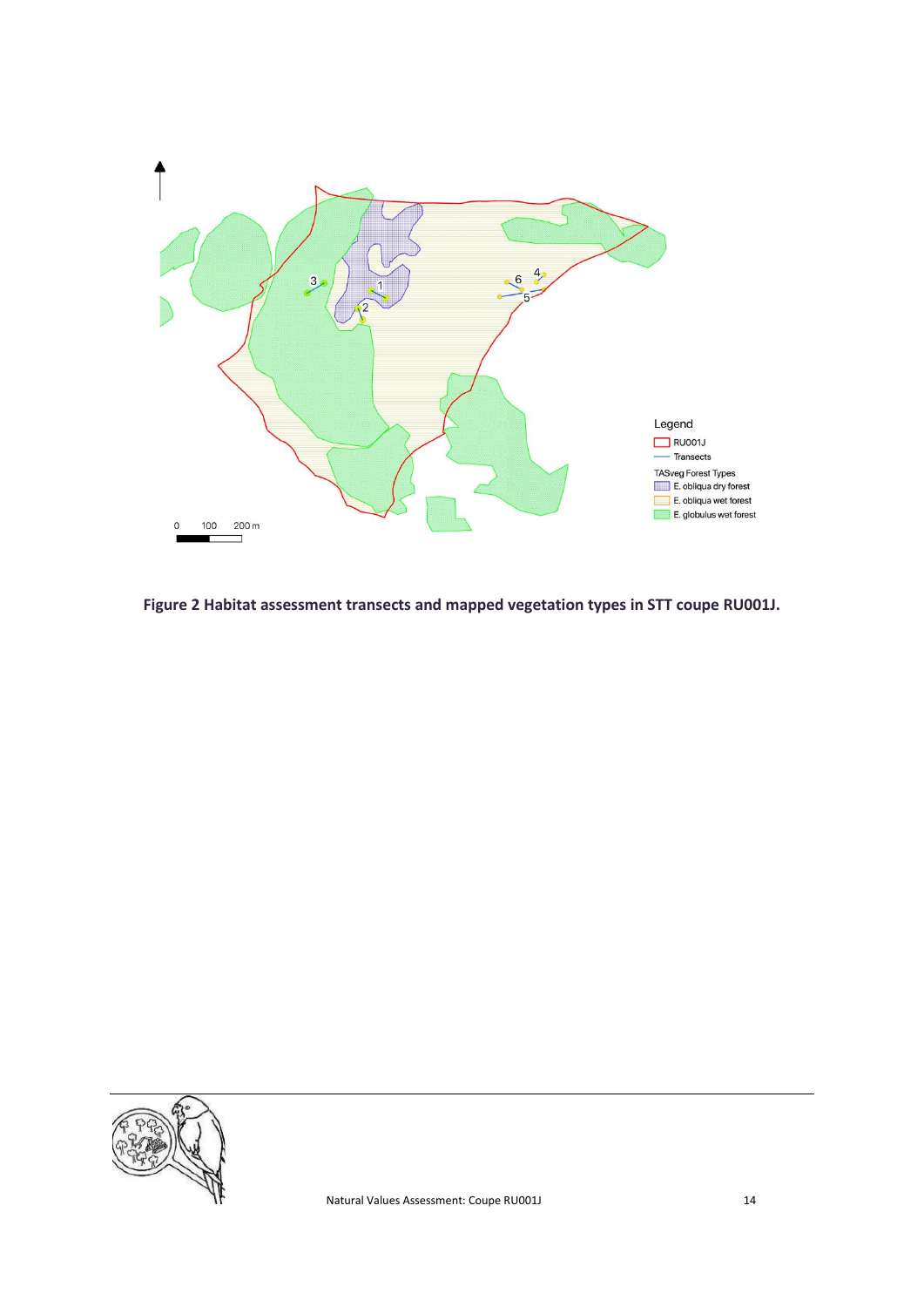**Figure 2 Habitat assessment transects and mapped vegetation types in STT coupe RU001J.**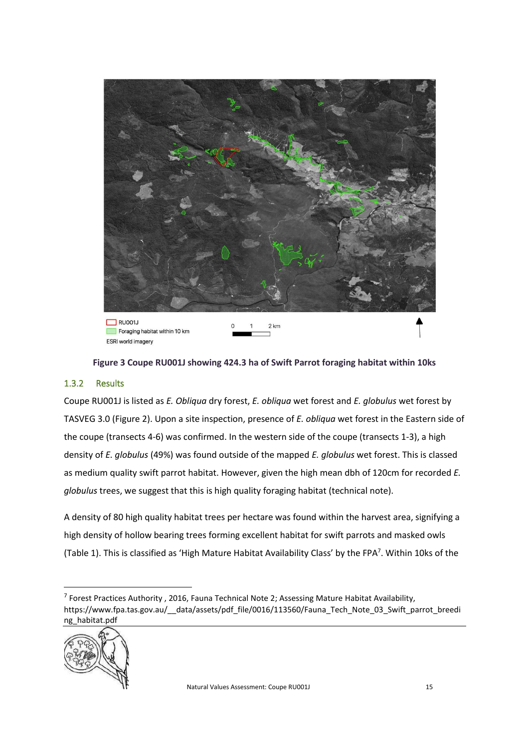RU001J

Foraging habitat within 10 km

ESRI world imagery

**Figure 3 Coupe RU001J showing 424.3 ha of Swift Parrot foraging habitat within 10ks**

### 1.3.2 Results

Coupe RU001J is listed as *E. Obliqua* dry forest, *E. obliqua* wet forest and *E. globulus* wet forest by TASVEG 3.0 (Figure 2). Upon a site inspection, presence of *E. obliqua* wet forest in the Eastern side of the coupe (transects 4-6) was confirmed. In the western side of the coupe (transects 1-3), a high density of *E. globulus* (49%) was found outside of the mapped *E. globulus* wet forest. This is classed as medium quality swift parrot habitat. However, given the high mean dbh of 120cm for recorded *E. globulus* trees, we suggest that this is high quality foraging habitat (technical note).

A density of 80 high quality habitat trees per hectare was found within the harvest area, signifying a high density of hollow bearing trees forming excellent habitat for swift parrots and masked owls (Table 1). This is classified as 'High Mature Habitat Availability Class' by the FPA[7]. Within 10ks of the

[7] Forest Practices Authority , 2016, Fauna Technical Note 2; Assessing Mature Habitat Availability, https://www.fpa.tas.gov.au/__data/assets/pdf_file/0016/113560/Fauna_Tech_Note_03_Swift_parrot_breeding_habitat.pdf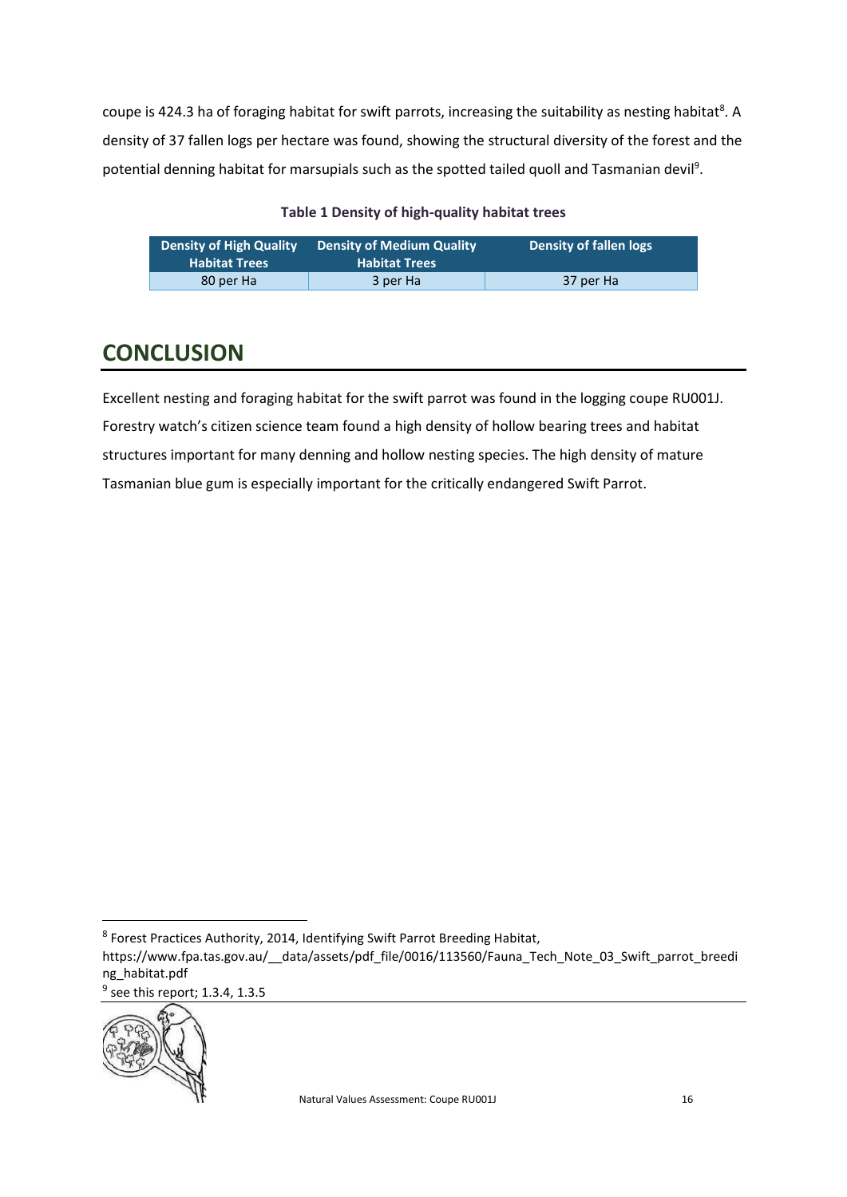coupe is 424.3 ha of foraging habitat for swift parrots, increasing the suitability as nesting habitat[8]. A density of 37 fallen logs per hectare was found, showing the structural diversity of the forest and the potential denning habitat for marsupials such as the spotted tailed quoll and Tasmanian devil[9].

**Table 1 Density of high-quality habitat trees**

| Density of High Quality Habitat Trees | Density of Medium Quality Habitat Trees | Density of fallen logs |
|---|---|---|
| 80 per Ha | 3 per Ha | 37 per Ha |

## CONCLUSION

Excellent nesting and foraging habitat for the swift parrot was found in the logging coupe RU001J. Forestry watch's citizen science team found a high density of hollow bearing trees and habitat structures important for many denning and hollow nesting species. The high density of mature Tasmanian blue gum is especially important for the critically endangered Swift Parrot.

[8] Forest Practices Authority, 2014, Identifying Swift Parrot Breeding Habitat, https://www.fpa.tas.gov.au/__data/assets/pdf_file/0016/113560/Fauna_Tech_Note_03_Swift_parrot_breeding_habitat.pdf

[9] see this report; 1.3.4, 1.3.5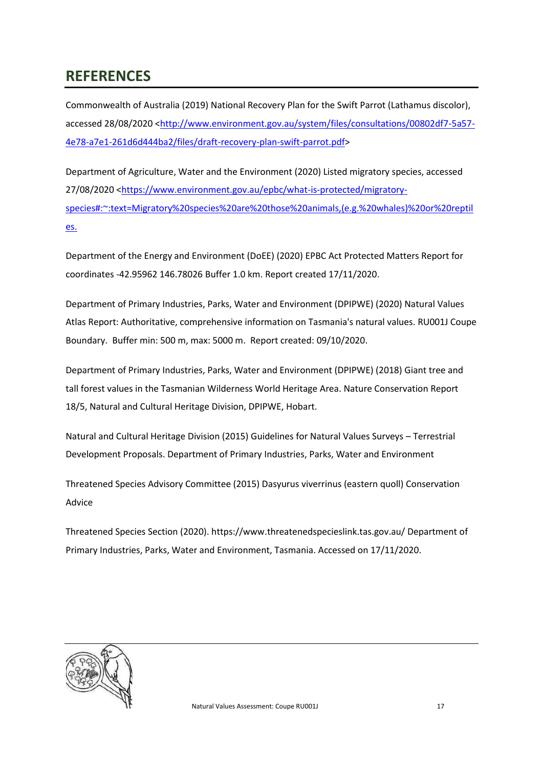# REFERENCES

Commonwealth of Australia (2019) National Recovery Plan for the Swift Parrot (Lathamus discolor), accessed 28/08/2020 <http://www.environment.gov.au/system/files/consultations/00802df7-5a57-4e78-a7e1-261d6d444ba2/files/draft-recovery-plan-swift-parrot.pdf>

Department of Agriculture, Water and the Environment (2020) Listed migratory species, accessed 27/08/2020 <https://www.environment.gov.au/epbc/what-is-protected/migratory-species#:~:text=Migratory%20species%20are%20those%20animals,(e.g.%20whales)%20or%20reptiles.

Department of the Energy and Environment (DoEE) (2020) EPBC Act Protected Matters Report for coordinates -42.95962 146.78026 Buffer 1.0 km. Report created 17/11/2020.

Department of Primary Industries, Parks, Water and Environment (DPIPWE) (2020) Natural Values Atlas Report: Authoritative, comprehensive information on Tasmania's natural values. RU001J Coupe Boundary. Buffer min: 500 m, max: 5000 m. Report created: 09/10/2020.

Department of Primary Industries, Parks, Water and Environment (DPIPWE) (2018) Giant tree and tall forest values in the Tasmanian Wilderness World Heritage Area. Nature Conservation Report 18/5, Natural and Cultural Heritage Division, DPIPWE, Hobart.

Natural and Cultural Heritage Division (2015) Guidelines for Natural Values Surveys – Terrestrial Development Proposals. Department of Primary Industries, Parks, Water and Environment

Threatened Species Advisory Committee (2015) Dasyurus viverrinus (eastern quoll) Conservation Advice

Threatened Species Section (2020). https://www.threatenedspecieslink.tas.gov.au/ Department of Primary Industries, Parks, Water and Environment, Tasmania. Accessed on 17/11/2020.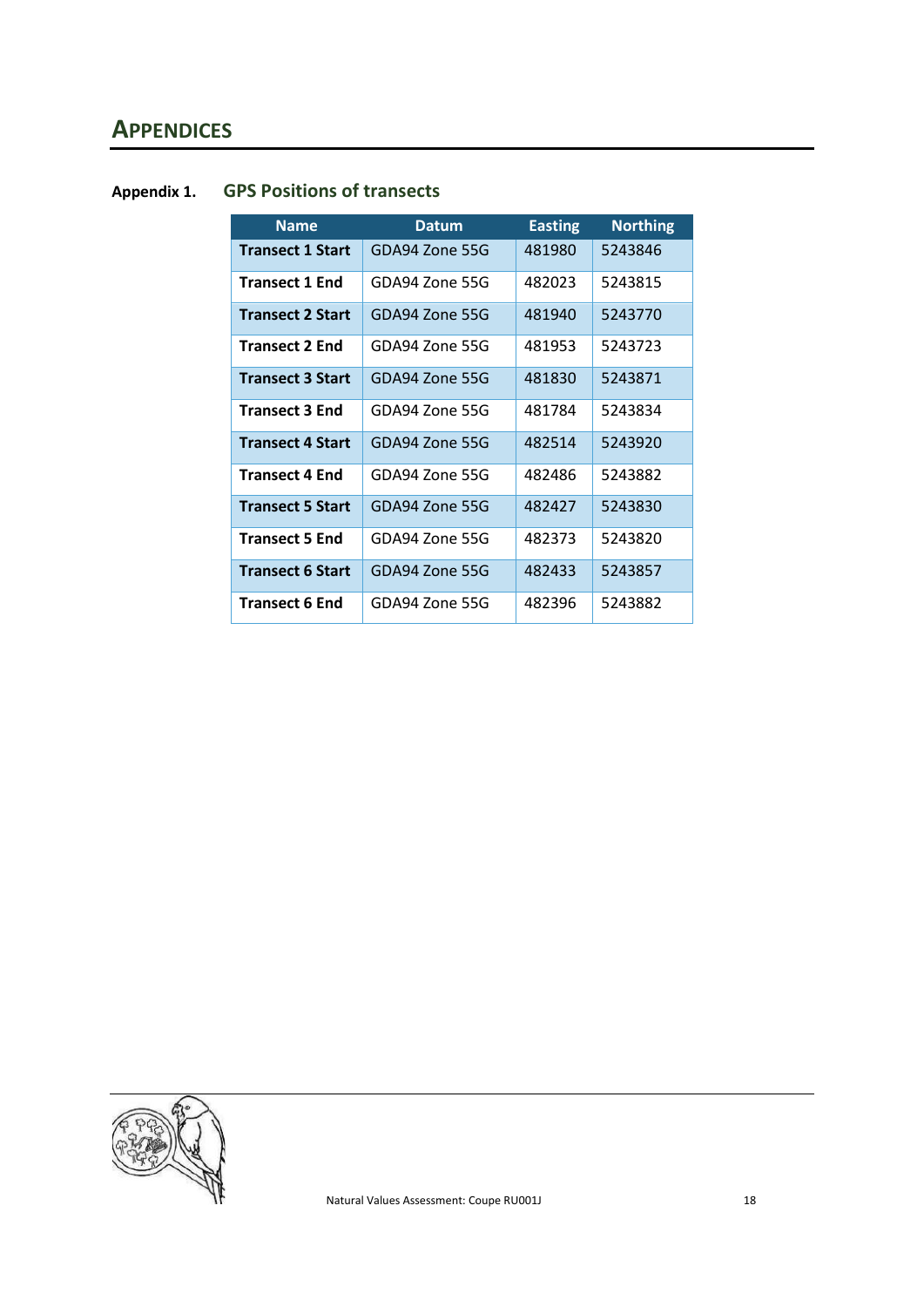# APPENDICES

## Appendix 1. GPS Positions of transects

| Name | Datum | Easting | Northing |
|---|---|---|---|
| **Transect 1 Start** | GDA94 Zone 55G | 481980 | 5243846 |
| **Transect 1 End** | GDA94 Zone 55G | 482023 | 5243815 |
| **Transect 2 Start** | GDA94 Zone 55G | 481940 | 5243770 |
| **Transect 2 End** | GDA94 Zone 55G | 481953 | 5243723 |
| **Transect 3 Start** | GDA94 Zone 55G | 481830 | 5243871 |
| **Transect 3 End** | GDA94 Zone 55G | 481784 | 5243834 |
| **Transect 4 Start** | GDA94 Zone 55G | 482514 | 5243920 |
| **Transect 4 End** | GDA94 Zone 55G | 482486 | 5243882 |
| **Transect 5 Start** | GDA94 Zone 55G | 482427 | 5243830 |
| **Transect 5 End** | GDA94 Zone 55G | 482373 | 5243820 |
| **Transect 6 Start** | GDA94 Zone 55G | 482433 | 5243857 |
| **Transect 6 End** | GDA94 Zone 55G | 482396 | 5243882 |